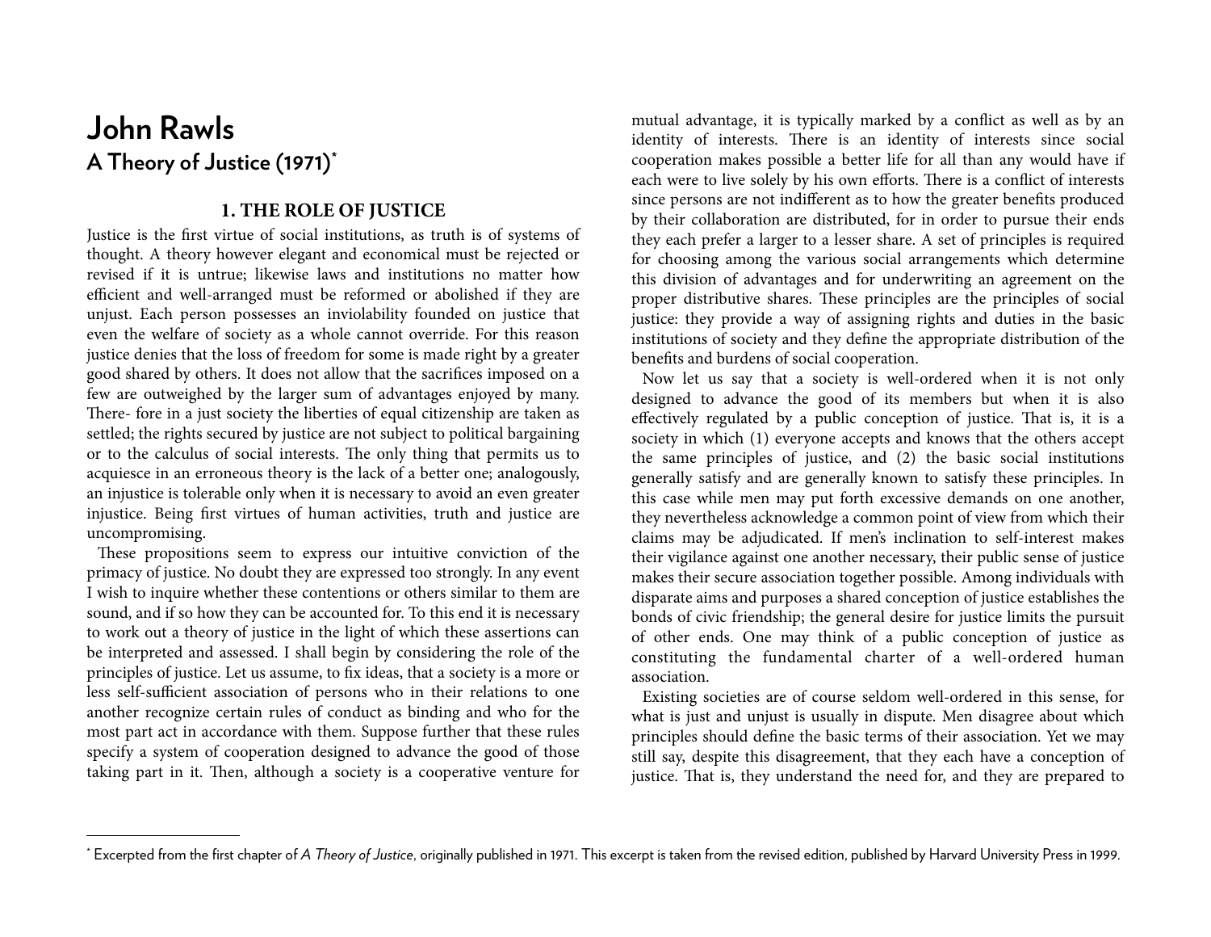# John Rawls
## A Theory of Justice (1971)[*]

### 1. THE ROLE OF JUSTICE

Justice is the first virtue of social institutions, as truth is of systems of thought. A theory however elegant and economical must be rejected or revised if it is untrue; likewise laws and institutions no matter how efficient and well-arranged must be reformed or abolished if they are unjust. Each person possesses an inviolability founded on justice that even the welfare of society as a whole cannot override. For this reason justice denies that the loss of freedom for some is made right by a greater good shared by others. It does not allow that the sacrifices imposed on a few are outweighed by the larger sum of advantages enjoyed by many. There- fore in a just society the liberties of equal citizenship are taken as settled; the rights secured by justice are not subject to political bargaining or to the calculus of social interests. The only thing that permits us to acquiesce in an erroneous theory is the lack of a better one; analogously, an injustice is tolerable only when it is necessary to avoid an even greater injustice. Being first virtues of human activities, truth and justice are uncompromising.

These propositions seem to express our intuitive conviction of the primacy of justice. No doubt they are expressed too strongly. In any event I wish to inquire whether these contentions or others similar to them are sound, and if so how they can be accounted for. To this end it is necessary to work out a theory of justice in the light of which these assertions can be interpreted and assessed. I shall begin by considering the role of the principles of justice. Let us assume, to fix ideas, that a society is a more or less self-sufficient association of persons who in their relations to one another recognize certain rules of conduct as binding and who for the most part act in accordance with them. Suppose further that these rules specify a system of cooperation designed to advance the good of those taking part in it. Then, although a society is a cooperative venture for mutual advantage, it is typically marked by a conflict as well as by an identity of interests. There is an identity of interests since social cooperation makes possible a better life for all than any would have if each were to live solely by his own efforts. There is a conflict of interests since persons are not indifferent as to how the greater benefits produced by their collaboration are distributed, for in order to pursue their ends they each prefer a larger to a lesser share. A set of principles is required for choosing among the various social arrangements which determine this division of advantages and for underwriting an agreement on the proper distributive shares. These principles are the principles of social justice: they provide a way of assigning rights and duties in the basic institutions of society and they define the appropriate distribution of the benefits and burdens of social cooperation.

Now let us say that a society is well-ordered when it is not only designed to advance the good of its members but when it is also effectively regulated by a public conception of justice. That is, it is a society in which (1) everyone accepts and knows that the others accept the same principles of justice, and (2) the basic social institutions generally satisfy and are generally known to satisfy these principles. In this case while men may put forth excessive demands on one another, they nevertheless acknowledge a common point of view from which their claims may be adjudicated. If men's inclination to self-interest makes their vigilance against one another necessary, their public sense of justice makes their secure association together possible. Among individuals with disparate aims and purposes a shared conception of justice establishes the bonds of civic friendship; the general desire for justice limits the pursuit of other ends. One may think of a public conception of justice as constituting the fundamental charter of a well-ordered human association.

Existing societies are of course seldom well-ordered in this sense, for what is just and unjust is usually in dispute. Men disagree about which principles should define the basic terms of their association. Yet we may still say, despite this disagreement, that they each have a conception of justice. That is, they understand the need for, and they are prepared to

---

[*] Excerpted from the first chapter of *A Theory of Justice*, originally published in 1971. This excerpt is taken from the revised edition, published by Harvard University Press in 1999.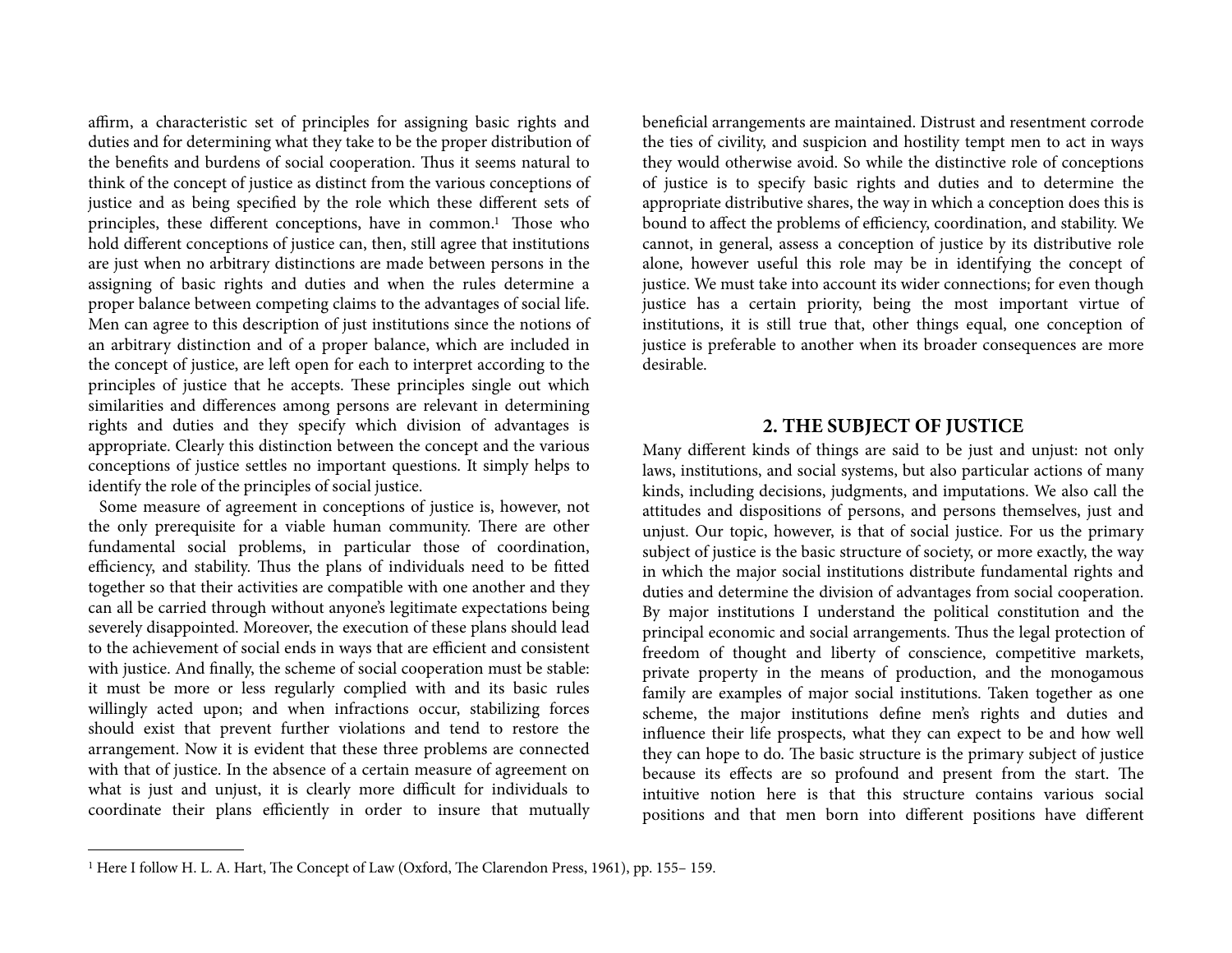affirm, a characteristic set of principles for assigning basic rights and duties and for determining what they take to be the proper distribution of the benefits and burdens of social cooperation. Thus it seems natural to think of the concept of justice as distinct from the various conceptions of justice and as being specified by the role which these different sets of principles, these different conceptions, have in common.[1] Those who hold different conceptions of justice can, then, still agree that institutions are just when no arbitrary distinctions are made between persons in the assigning of basic rights and duties and when the rules determine a proper balance between competing claims to the advantages of social life. Men can agree to this description of just institutions since the notions of an arbitrary distinction and of a proper balance, which are included in the concept of justice, are left open for each to interpret according to the principles of justice that he accepts. These principles single out which similarities and differences among persons are relevant in determining rights and duties and they specify which division of advantages is appropriate. Clearly this distinction between the concept and the various conceptions of justice settles no important questions. It simply helps to identify the role of the principles of social justice.

Some measure of agreement in conceptions of justice is, however, not the only prerequisite for a viable human community. There are other fundamental social problems, in particular those of coordination, efficiency, and stability. Thus the plans of individuals need to be fitted together so that their activities are compatible with one another and they can all be carried through without anyone's legitimate expectations being severely disappointed. Moreover, the execution of these plans should lead to the achievement of social ends in ways that are efficient and consistent with justice. And finally, the scheme of social cooperation must be stable: it must be more or less regularly complied with and its basic rules willingly acted upon; and when infractions occur, stabilizing forces should exist that prevent further violations and tend to restore the arrangement. Now it is evident that these three problems are connected with that of justice. In the absence of a certain measure of agreement on what is just and unjust, it is clearly more difficult for individuals to coordinate their plans efficiently in order to insure that mutually beneficial arrangements are maintained. Distrust and resentment corrode the ties of civility, and suspicion and hostility tempt men to act in ways they would otherwise avoid. So while the distinctive role of conceptions of justice is to specify basic rights and duties and to determine the appropriate distributive shares, the way in which a conception does this is bound to affect the problems of efficiency, coordination, and stability. We cannot, in general, assess a conception of justice by its distributive role alone, however useful this role may be in identifying the concept of justice. We must take into account its wider connections; for even though justice has a certain priority, being the most important virtue of institutions, it is still true that, other things equal, one conception of justice is preferable to another when its broader consequences are more desirable.

## 2. THE SUBJECT OF JUSTICE

Many different kinds of things are said to be just and unjust: not only laws, institutions, and social systems, but also particular actions of many kinds, including decisions, judgments, and imputations. We also call the attitudes and dispositions of persons, and persons themselves, just and unjust. Our topic, however, is that of social justice. For us the primary subject of justice is the basic structure of society, or more exactly, the way in which the major social institutions distribute fundamental rights and duties and determine the division of advantages from social cooperation. By major institutions I understand the political constitution and the principal economic and social arrangements. Thus the legal protection of freedom of thought and liberty of conscience, competitive markets, private property in the means of production, and the monogamous family are examples of major social institutions. Taken together as one scheme, the major institutions define men's rights and duties and influence their life prospects, what they can expect to be and how well they can hope to do. The basic structure is the primary subject of justice because its effects are so profound and present from the start. The intuitive notion here is that this structure contains various social positions and that men born into different positions have different

[1] Here I follow H. L. A. Hart, The Concept of Law (Oxford, The Clarendon Press, 1961), pp. 155– 159.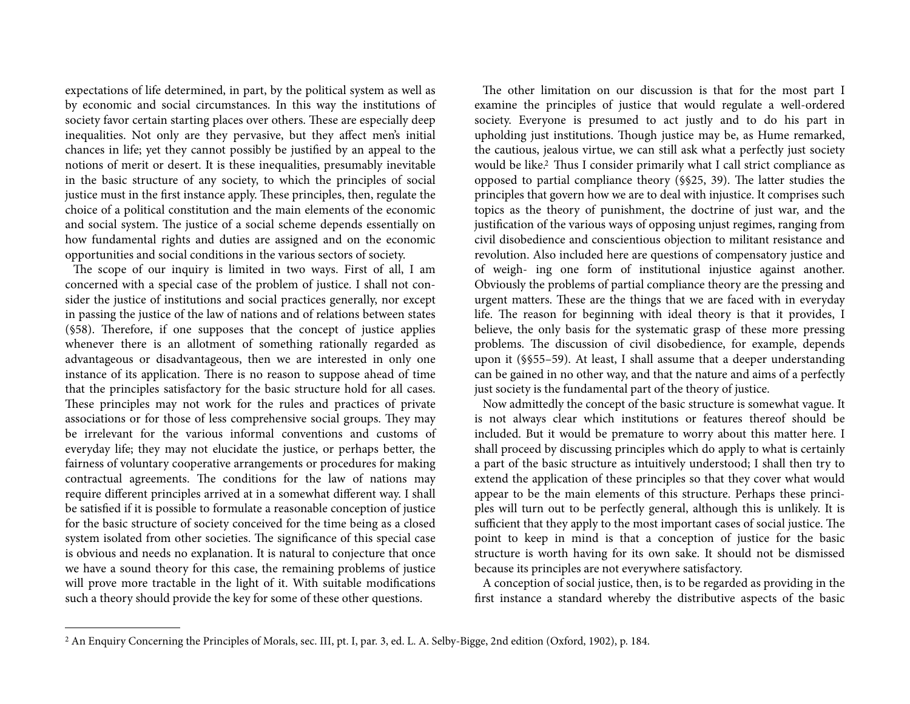expectations of life determined, in part, by the political system as well as by economic and social circumstances. In this way the institutions of society favor certain starting places over others. These are especially deep inequalities. Not only are they pervasive, but they affect men's initial chances in life; yet they cannot possibly be justified by an appeal to the notions of merit or desert. It is these inequalities, presumably inevitable in the basic structure of any society, to which the principles of social justice must in the first instance apply. These principles, then, regulate the choice of a political constitution and the main elements of the economic and social system. The justice of a social scheme depends essentially on how fundamental rights and duties are assigned and on the economic opportunities and social conditions in the various sectors of society.

The scope of our inquiry is limited in two ways. First of all, I am concerned with a special case of the problem of justice. I shall not consider the justice of institutions and social practices generally, nor except in passing the justice of the law of nations and of relations between states (§58). Therefore, if one supposes that the concept of justice applies whenever there is an allotment of something rationally regarded as advantageous or disadvantageous, then we are interested in only one instance of its application. There is no reason to suppose ahead of time that the principles satisfactory for the basic structure hold for all cases. These principles may not work for the rules and practices of private associations or for those of less comprehensive social groups. They may be irrelevant for the various informal conventions and customs of everyday life; they may not elucidate the justice, or perhaps better, the fairness of voluntary cooperative arrangements or procedures for making contractual agreements. The conditions for the law of nations may require different principles arrived at in a somewhat different way. I shall be satisfied if it is possible to formulate a reasonable conception of justice for the basic structure of society conceived for the time being as a closed system isolated from other societies. The significance of this special case is obvious and needs no explanation. It is natural to conjecture that once we have a sound theory for this case, the remaining problems of justice will prove more tractable in the light of it. With suitable modifications such a theory should provide the key for some of these other questions.

The other limitation on our discussion is that for the most part I examine the principles of justice that would regulate a well-ordered society. Everyone is presumed to act justly and to do his part in upholding just institutions. Though justice may be, as Hume remarked, the cautious, jealous virtue, we can still ask what a perfectly just society would be like.[2] Thus I consider primarily what I call strict compliance as opposed to partial compliance theory (§§25, 39). The latter studies the principles that govern how we are to deal with injustice. It comprises such topics as the theory of punishment, the doctrine of just war, and the justification of the various ways of opposing unjust regimes, ranging from civil disobedience and conscientious objection to militant resistance and revolution. Also included here are questions of compensatory justice and of weighing one form of institutional injustice against another. Obviously the problems of partial compliance theory are the pressing and urgent matters. These are the things that we are faced with in everyday life. The reason for beginning with ideal theory is that it provides, I believe, the only basis for the systematic grasp of these more pressing problems. The discussion of civil disobedience, for example, depends upon it (§§55–59). At least, I shall assume that a deeper understanding can be gained in no other way, and that the nature and aims of a perfectly just society is the fundamental part of the theory of justice.

Now admittedly the concept of the basic structure is somewhat vague. It is not always clear which institutions or features thereof should be included. But it would be premature to worry about this matter here. I shall proceed by discussing principles which do apply to what is certainly a part of the basic structure as intuitively understood; I shall then try to extend the application of these principles so that they cover what would appear to be the main elements of this structure. Perhaps these principles will turn out to be perfectly general, although this is unlikely. It is sufficient that they apply to the most important cases of social justice. The point to keep in mind is that a conception of justice for the basic structure is worth having for its own sake. It should not be dismissed because its principles are not everywhere satisfactory.

A conception of social justice, then, is to be regarded as providing in the first instance a standard whereby the distributive aspects of the basic

---

[2] An Enquiry Concerning the Principles of Morals, sec. III, pt. I, par. 3, ed. L. A. Selby-Bigge, 2nd edition (Oxford, 1902), p. 184.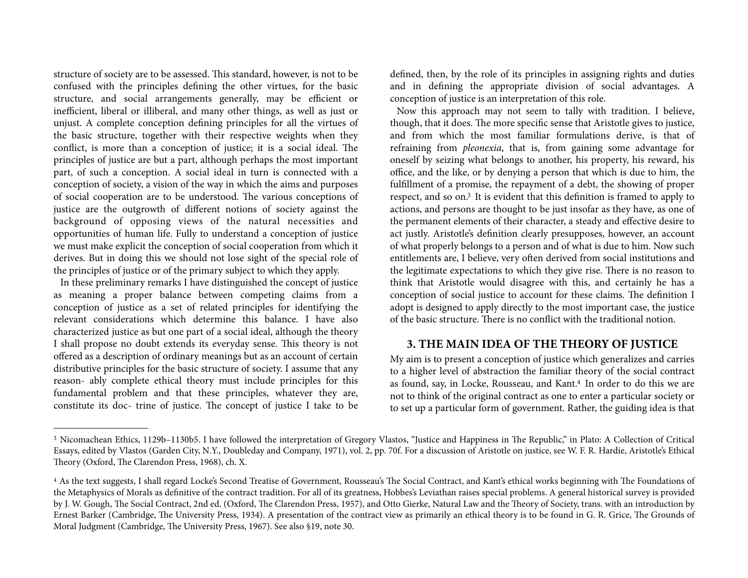structure of society are to be assessed. This standard, however, is not to be confused with the principles defining the other virtues, for the basic structure, and social arrangements generally, may be efficient or inefficient, liberal or illiberal, and many other things, as well as just or unjust. A complete conception defining principles for all the virtues of the basic structure, together with their respective weights when they conflict, is more than a conception of justice; it is a social ideal. The principles of justice are but a part, although perhaps the most important part, of such a conception. A social ideal in turn is connected with a conception of society, a vision of the way in which the aims and purposes of social cooperation are to be understood. The various conceptions of justice are the outgrowth of different notions of society against the background of opposing views of the natural necessities and opportunities of human life. Fully to understand a conception of justice we must make explicit the conception of social cooperation from which it derives. But in doing this we should not lose sight of the special role of the principles of justice or of the primary subject to which they apply.

In these preliminary remarks I have distinguished the concept of justice as meaning a proper balance between competing claims from a conception of justice as a set of related principles for identifying the relevant considerations which determine this balance. I have also characterized justice as but one part of a social ideal, although the theory I shall propose no doubt extends its everyday sense. This theory is not offered as a description of ordinary meanings but as an account of certain distributive principles for the basic structure of society. I assume that any reason- ably complete ethical theory must include principles for this fundamental problem and that these principles, whatever they are, constitute its doc- trine of justice. The concept of justice I take to be defined, then, by the role of its principles in assigning rights and duties and in defining the appropriate division of social advantages. A conception of justice is an interpretation of this role.

Now this approach may not seem to tally with tradition. I believe, though, that it does. The more specific sense that Aristotle gives to justice, and from which the most familiar formulations derive, is that of refraining from *pleonexia*, that is, from gaining some advantage for oneself by seizing what belongs to another, his property, his reward, his office, and the like, or by denying a person that which is due to him, the fulfillment of a promise, the repayment of a debt, the showing of proper respect, and so on.[3] It is evident that this definition is framed to apply to actions, and persons are thought to be just insofar as they have, as one of the permanent elements of their character, a steady and effective desire to act justly. Aristotle's definition clearly presupposes, however, an account of what properly belongs to a person and of what is due to him. Now such entitlements are, I believe, very often derived from social institutions and the legitimate expectations to which they give rise. There is no reason to think that Aristotle would disagree with this, and certainly he has a conception of social justice to account for these claims. The definition I adopt is designed to apply directly to the most important case, the justice of the basic structure. There is no conflict with the traditional notion.

## 3. THE MAIN IDEA OF THE THEORY OF JUSTICE

My aim is to present a conception of justice which generalizes and carries to a higher level of abstraction the familiar theory of the social contract as found, say, in Locke, Rousseau, and Kant.[4] In order to do this we are not to think of the original contract as one to enter a particular society or to set up a particular form of government. Rather, the guiding idea is that

---

[3] Nicomachean Ethics, 1129b–1130b5. I have followed the interpretation of Gregory Vlastos, "Justice and Happiness in The Republic," in Plato: A Collection of Critical Essays, edited by Vlastos (Garden City, N.Y., Doubleday and Company, 1971), vol. 2, pp. 70f. For a discussion of Aristotle on justice, see W. F. R. Hardie, Aristotle's Ethical Theory (Oxford, The Clarendon Press, 1968), ch. X.

[4] As the text suggests, I shall regard Locke's Second Treatise of Government, Rousseau's The Social Contract, and Kant's ethical works beginning with The Foundations of the Metaphysics of Morals as definitive of the contract tradition. For all of its greatness, Hobbes's Leviathan raises special problems. A general historical survey is provided by J. W. Gough, The Social Contract, 2nd ed. (Oxford, The Clarendon Press, 1957), and Otto Gierke, Natural Law and the Theory of Society, trans. with an introduction by Ernest Barker (Cambridge, The University Press, 1934). A presentation of the contract view as primarily an ethical theory is to be found in G. R. Grice, The Grounds of Moral Judgment (Cambridge, The University Press, 1967). See also §19, note 30.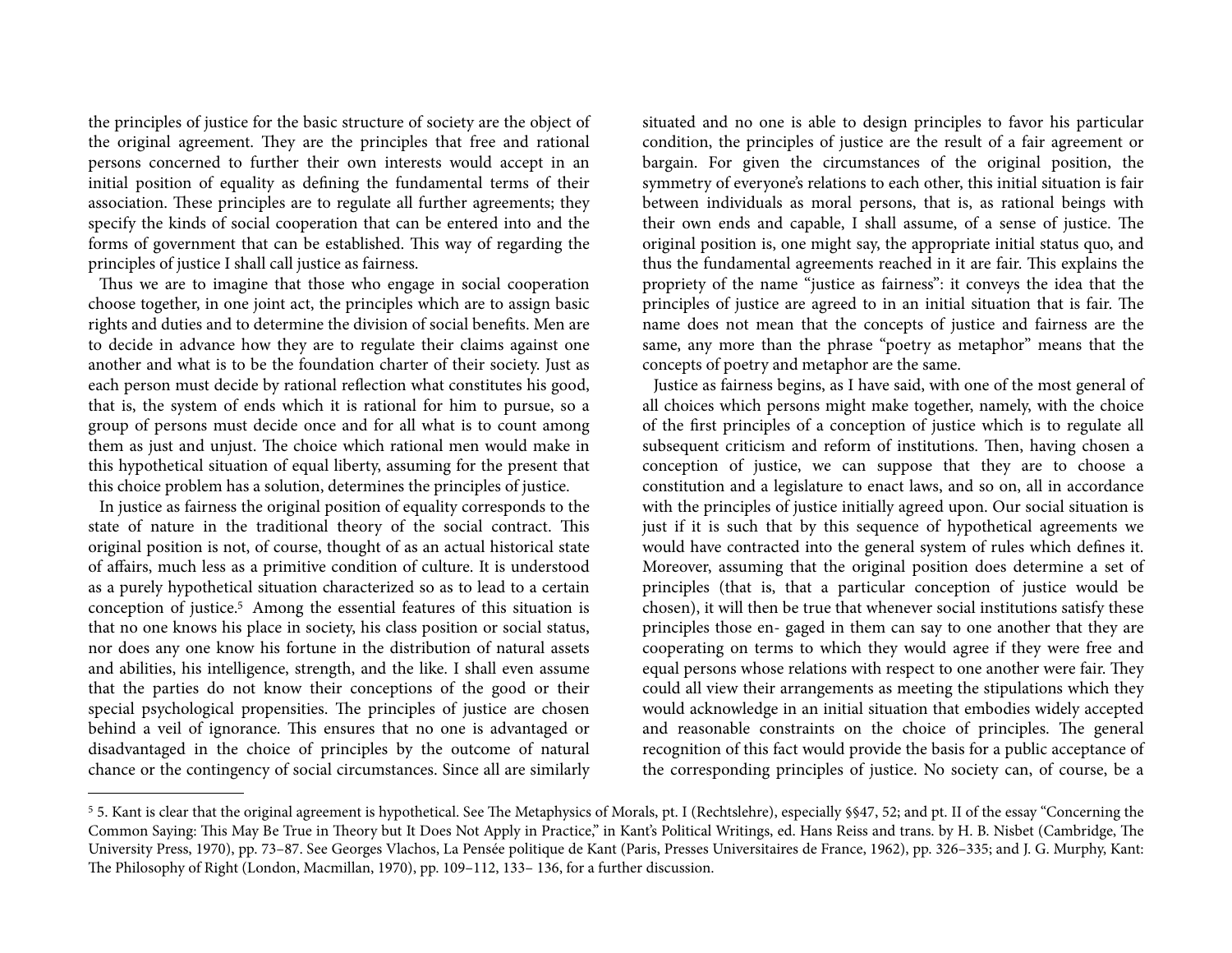the principles of justice for the basic structure of society are the object of the original agreement. They are the principles that free and rational persons concerned to further their own interests would accept in an initial position of equality as defining the fundamental terms of their association. These principles are to regulate all further agreements; they specify the kinds of social cooperation that can be entered into and the forms of government that can be established. This way of regarding the principles of justice I shall call justice as fairness.

Thus we are to imagine that those who engage in social cooperation choose together, in one joint act, the principles which are to assign basic rights and duties and to determine the division of social benefits. Men are to decide in advance how they are to regulate their claims against one another and what is to be the foundation charter of their society. Just as each person must decide by rational reflection what constitutes his good, that is, the system of ends which it is rational for him to pursue, so a group of persons must decide once and for all what is to count among them as just and unjust. The choice which rational men would make in this hypothetical situation of equal liberty, assuming for the present that this choice problem has a solution, determines the principles of justice.

In justice as fairness the original position of equality corresponds to the state of nature in the traditional theory of the social contract. This original position is not, of course, thought of as an actual historical state of affairs, much less as a primitive condition of culture. It is understood as a purely hypothetical situation characterized so as to lead to a certain conception of justice.[5] Among the essential features of this situation is that no one knows his place in society, his class position or social status, nor does any one know his fortune in the distribution of natural assets and abilities, his intelligence, strength, and the like. I shall even assume that the parties do not know their conceptions of the good or their special psychological propensities. The principles of justice are chosen behind a veil of ignorance. This ensures that no one is advantaged or disadvantaged in the choice of principles by the outcome of natural chance or the contingency of social circumstances. Since all are similarly situated and no one is able to design principles to favor his particular condition, the principles of justice are the result of a fair agreement or bargain. For given the circumstances of the original position, the symmetry of everyone's relations to each other, this initial situation is fair between individuals as moral persons, that is, as rational beings with their own ends and capable, I shall assume, of a sense of justice. The original position is, one might say, the appropriate initial status quo, and thus the fundamental agreements reached in it are fair. This explains the propriety of the name "justice as fairness": it conveys the idea that the principles of justice are agreed to in an initial situation that is fair. The name does not mean that the concepts of justice and fairness are the same, any more than the phrase "poetry as metaphor" means that the concepts of poetry and metaphor are the same.

Justice as fairness begins, as I have said, with one of the most general of all choices which persons might make together, namely, with the choice of the first principles of a conception of justice which is to regulate all subsequent criticism and reform of institutions. Then, having chosen a conception of justice, we can suppose that they are to choose a constitution and a legislature to enact laws, and so on, all in accordance with the principles of justice initially agreed upon. Our social situation is just if it is such that by this sequence of hypothetical agreements we would have contracted into the general system of rules which defines it. Moreover, assuming that the original position does determine a set of principles (that is, that a particular conception of justice would be chosen), it will then be true that whenever social institutions satisfy these principles those en- gaged in them can say to one another that they are cooperating on terms to which they would agree if they were free and equal persons whose relations with respect to one another were fair. They could all view their arrangements as meeting the stipulations which they would acknowledge in an initial situation that embodies widely accepted and reasonable constraints on the choice of principles. The general recognition of this fact would provide the basis for a public acceptance of the corresponding principles of justice. No society can, of course, be a

---

[5] 5. Kant is clear that the original agreement is hypothetical. See The Metaphysics of Morals, pt. I (Rechtslehre), especially §§47, 52; and pt. II of the essay "Concerning the Common Saying: This May Be True in Theory but It Does Not Apply in Practice," in Kant's Political Writings, ed. Hans Reiss and trans. by H. B. Nisbet (Cambridge, The University Press, 1970), pp. 73–87. See Georges Vlachos, La Pensée politique de Kant (Paris, Presses Universitaires de France, 1962), pp. 326–335; and J. G. Murphy, Kant: The Philosophy of Right (London, Macmillan, 1970), pp. 109–112, 133– 136, for a further discussion.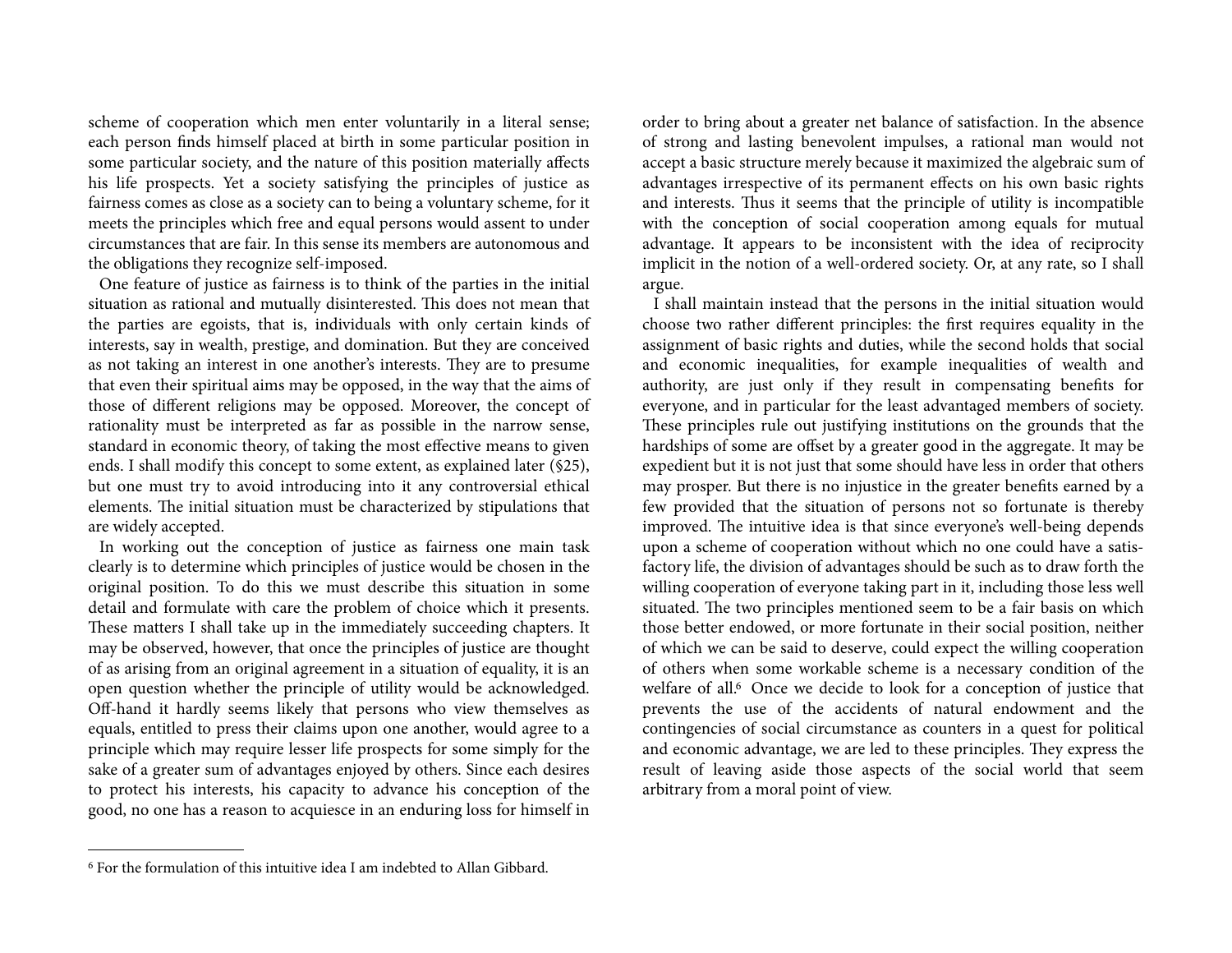scheme of cooperation which men enter voluntarily in a literal sense; each person finds himself placed at birth in some particular position in some particular society, and the nature of this position materially affects his life prospects. Yet a society satisfying the principles of justice as fairness comes as close as a society can to being a voluntary scheme, for it meets the principles which free and equal persons would assent to under circumstances that are fair. In this sense its members are autonomous and the obligations they recognize self-imposed.

One feature of justice as fairness is to think of the parties in the initial situation as rational and mutually disinterested. This does not mean that the parties are egoists, that is, individuals with only certain kinds of interests, say in wealth, prestige, and domination. But they are conceived as not taking an interest in one another's interests. They are to presume that even their spiritual aims may be opposed, in the way that the aims of those of different religions may be opposed. Moreover, the concept of rationality must be interpreted as far as possible in the narrow sense, standard in economic theory, of taking the most effective means to given ends. I shall modify this concept to some extent, as explained later (§25), but one must try to avoid introducing into it any controversial ethical elements. The initial situation must be characterized by stipulations that are widely accepted.

In working out the conception of justice as fairness one main task clearly is to determine which principles of justice would be chosen in the original position. To do this we must describe this situation in some detail and formulate with care the problem of choice which it presents. These matters I shall take up in the immediately succeeding chapters. It may be observed, however, that once the principles of justice are thought of as arising from an original agreement in a situation of equality, it is an open question whether the principle of utility would be acknowledged. Off-hand it hardly seems likely that persons who view themselves as equals, entitled to press their claims upon one another, would agree to a principle which may require lesser life prospects for some simply for the sake of a greater sum of advantages enjoyed by others. Since each desires to protect his interests, his capacity to advance his conception of the good, no one has a reason to acquiesce in an enduring loss for himself in order to bring about a greater net balance of satisfaction. In the absence of strong and lasting benevolent impulses, a rational man would not accept a basic structure merely because it maximized the algebraic sum of advantages irrespective of its permanent effects on his own basic rights and interests. Thus it seems that the principle of utility is incompatible with the conception of social cooperation among equals for mutual advantage. It appears to be inconsistent with the idea of reciprocity implicit in the notion of a well-ordered society. Or, at any rate, so I shall argue.

I shall maintain instead that the persons in the initial situation would choose two rather different principles: the first requires equality in the assignment of basic rights and duties, while the second holds that social and economic inequalities, for example inequalities of wealth and authority, are just only if they result in compensating benefits for everyone, and in particular for the least advantaged members of society. These principles rule out justifying institutions on the grounds that the hardships of some are offset by a greater good in the aggregate. It may be expedient but it is not just that some should have less in order that others may prosper. But there is no injustice in the greater benefits earned by a few provided that the situation of persons not so fortunate is thereby improved. The intuitive idea is that since everyone's well-being depends upon a scheme of cooperation without which no one could have a satisfactory life, the division of advantages should be such as to draw forth the willing cooperation of everyone taking part in it, including those less well situated. The two principles mentioned seem to be a fair basis on which those better endowed, or more fortunate in their social position, neither of which we can be said to deserve, could expect the willing cooperation of others when some workable scheme is a necessary condition of the welfare of all.[6] Once we decide to look for a conception of justice that prevents the use of the accidents of natural endowment and the contingencies of social circumstance as counters in a quest for political and economic advantage, we are led to these principles. They express the result of leaving aside those aspects of the social world that seem arbitrary from a moral point of view.

---

[6] For the formulation of this intuitive idea I am indebted to Allan Gibbard.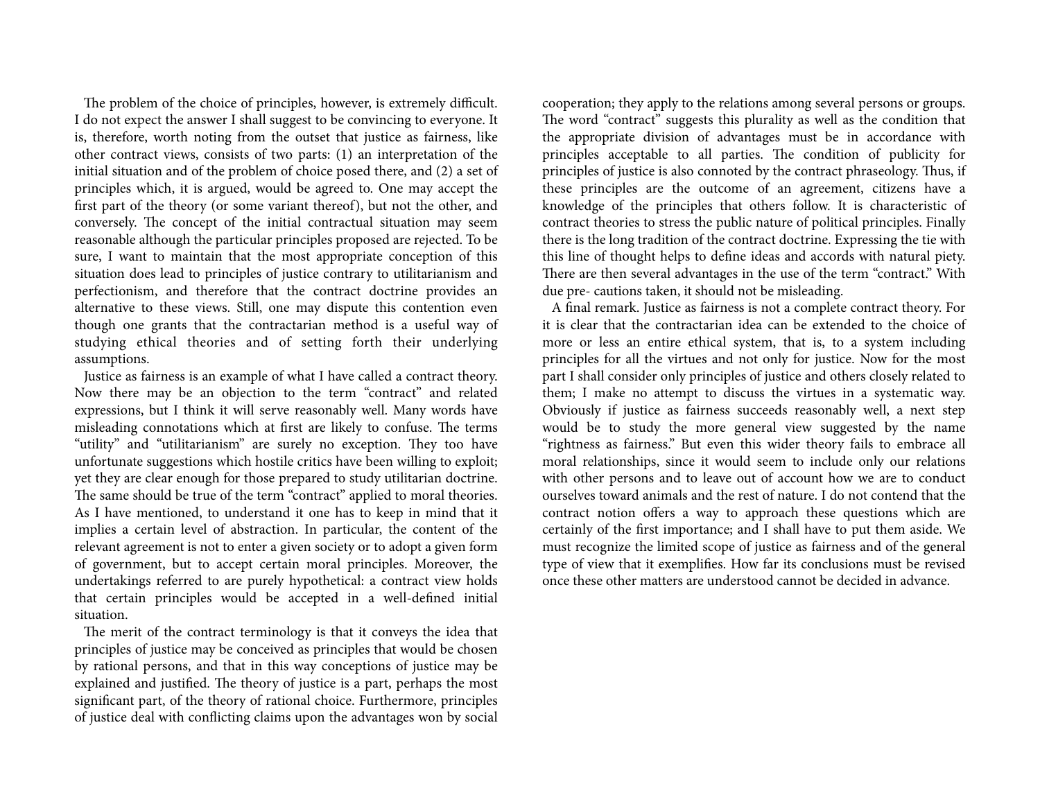The problem of the choice of principles, however, is extremely difficult. I do not expect the answer I shall suggest to be convincing to everyone. It is, therefore, worth noting from the outset that justice as fairness, like other contract views, consists of two parts: (1) an interpretation of the initial situation and of the problem of choice posed there, and (2) a set of principles which, it is argued, would be agreed to. One may accept the first part of the theory (or some variant thereof), but not the other, and conversely. The concept of the initial contractual situation may seem reasonable although the particular principles proposed are rejected. To be sure, I want to maintain that the most appropriate conception of this situation does lead to principles of justice contrary to utilitarianism and perfectionism, and therefore that the contract doctrine provides an alternative to these views. Still, one may dispute this contention even though one grants that the contractarian method is a useful way of studying ethical theories and of setting forth their underlying assumptions.

Justice as fairness is an example of what I have called a contract theory. Now there may be an objection to the term "contract" and related expressions, but I think it will serve reasonably well. Many words have misleading connotations which at first are likely to confuse. The terms "utility" and "utilitarianism" are surely no exception. They too have unfortunate suggestions which hostile critics have been willing to exploit; yet they are clear enough for those prepared to study utilitarian doctrine. The same should be true of the term "contract" applied to moral theories. As I have mentioned, to understand it one has to keep in mind that it implies a certain level of abstraction. In particular, the content of the relevant agreement is not to enter a given society or to adopt a given form of government, but to accept certain moral principles. Moreover, the undertakings referred to are purely hypothetical: a contract view holds that certain principles would be accepted in a well-defined initial situation.

The merit of the contract terminology is that it conveys the idea that principles of justice may be conceived as principles that would be chosen by rational persons, and that in this way conceptions of justice may be explained and justified. The theory of justice is a part, perhaps the most significant part, of the theory of rational choice. Furthermore, principles of justice deal with conflicting claims upon the advantages won by social cooperation; they apply to the relations among several persons or groups. The word "contract" suggests this plurality as well as the condition that the appropriate division of advantages must be in accordance with principles acceptable to all parties. The condition of publicity for principles of justice is also connoted by the contract phraseology. Thus, if these principles are the outcome of an agreement, citizens have a knowledge of the principles that others follow. It is characteristic of contract theories to stress the public nature of political principles. Finally there is the long tradition of the contract doctrine. Expressing the tie with this line of thought helps to define ideas and accords with natural piety. There are then several advantages in the use of the term "contract." With due pre- cautions taken, it should not be misleading.

A final remark. Justice as fairness is not a complete contract theory. For it is clear that the contractarian idea can be extended to the choice of more or less an entire ethical system, that is, to a system including principles for all the virtues and not only for justice. Now for the most part I shall consider only principles of justice and others closely related to them; I make no attempt to discuss the virtues in a systematic way. Obviously if justice as fairness succeeds reasonably well, a next step would be to study the more general view suggested by the name "rightness as fairness." But even this wider theory fails to embrace all moral relationships, since it would seem to include only our relations with other persons and to leave out of account how we are to conduct ourselves toward animals and the rest of nature. I do not contend that the contract notion offers a way to approach these questions which are certainly of the first importance; and I shall have to put them aside. We must recognize the limited scope of justice as fairness and of the general type of view that it exemplifies. How far its conclusions must be revised once these other matters are understood cannot be decided in advance.